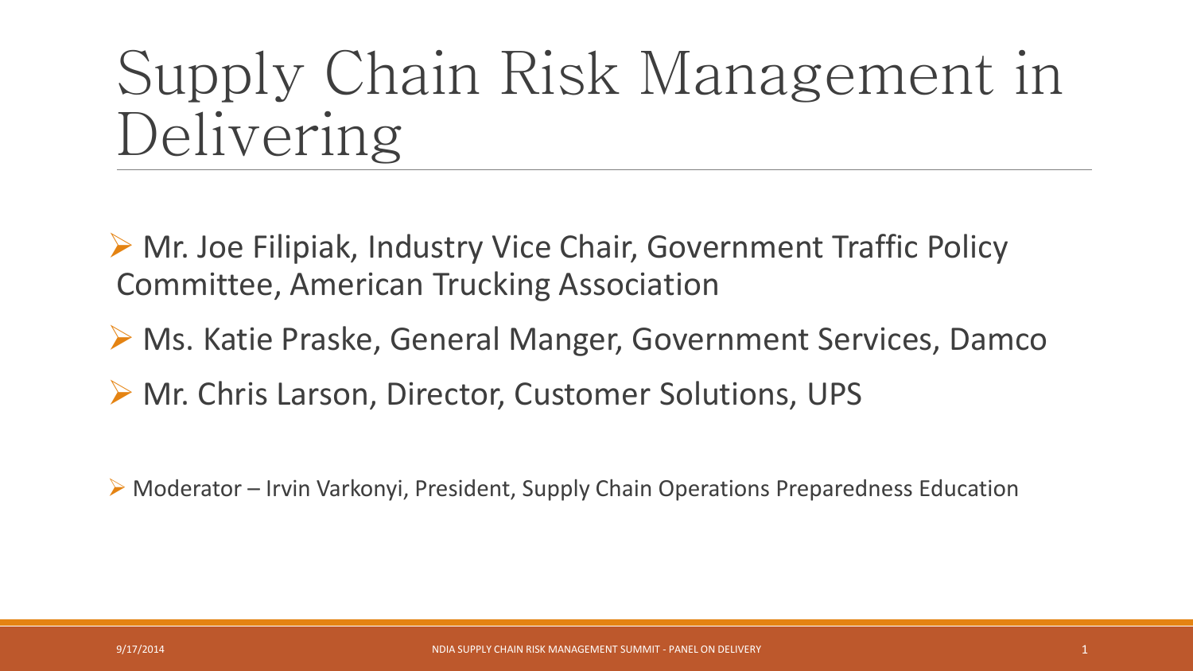# Supply Chain Risk Management in Delivering

- Mr. Joe Filipiak, Industry Vice Chair, Government Traffic Policy Committee, American Trucking Association
- Ms. Katie Praske, General Manger, Government Services, Damco
- Mr. Chris Larson, Director, Customer Solutions, UPS

- Moderator – Irvin Varkonyi, President, Supply Chain Operations Preparedness Education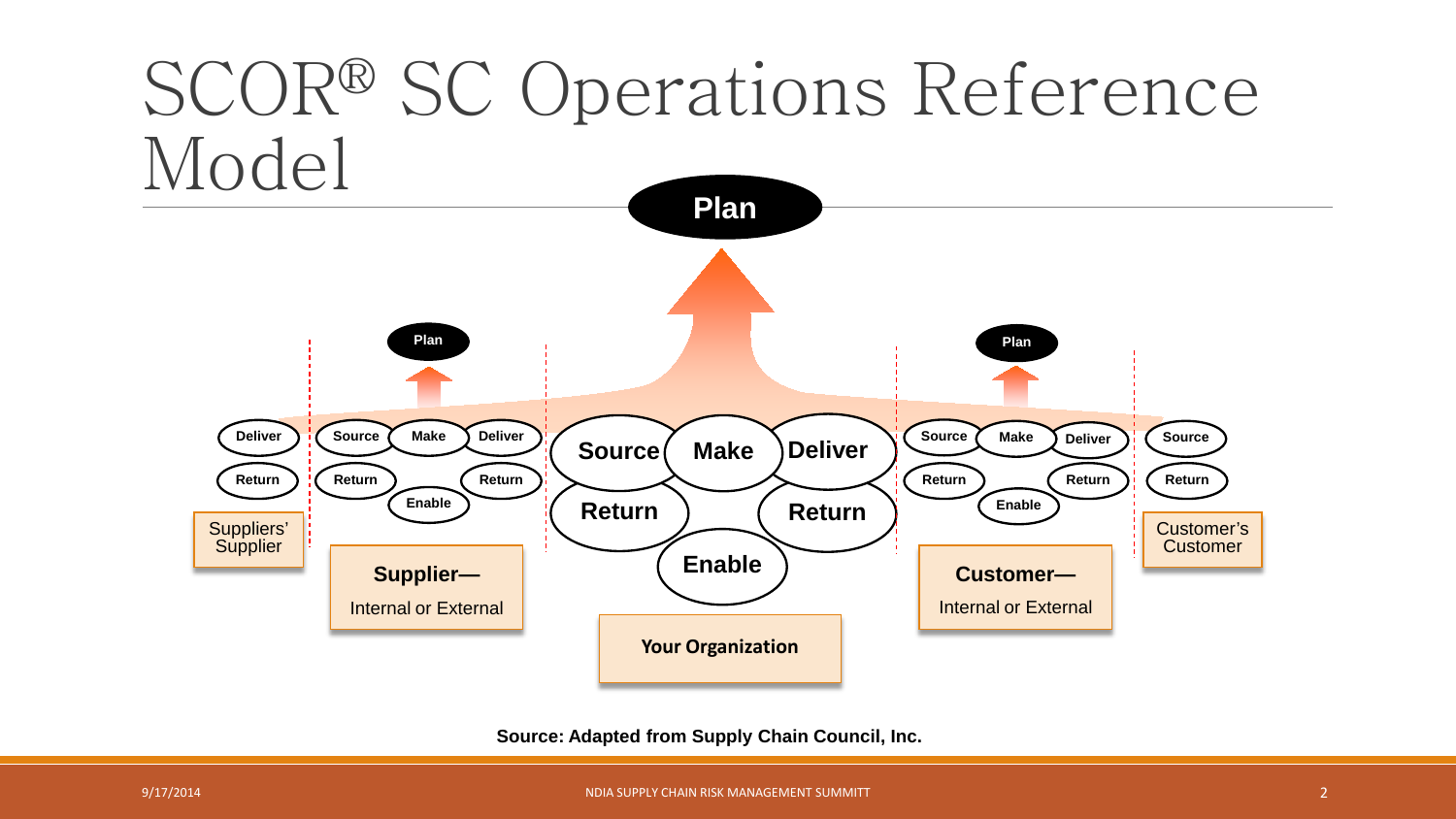# SCOR® SC Operations Reference Model

Plan

| Suppliers' Supplier | Supplier— Internal or External | Your Organization | Customer— Internal or External | Customer's Customer |
| --- | --- | --- | --- | --- |
| Deliver, Return | Plan; Source, Make, Deliver, Return, Return, Enable | Plan; Source, Make, Deliver, Return, Return, Enable | Plan; Source, Make, Deliver, Return, Return, Enable | Source, Return |

**Source: Adapted from Supply Chain Council, Inc.**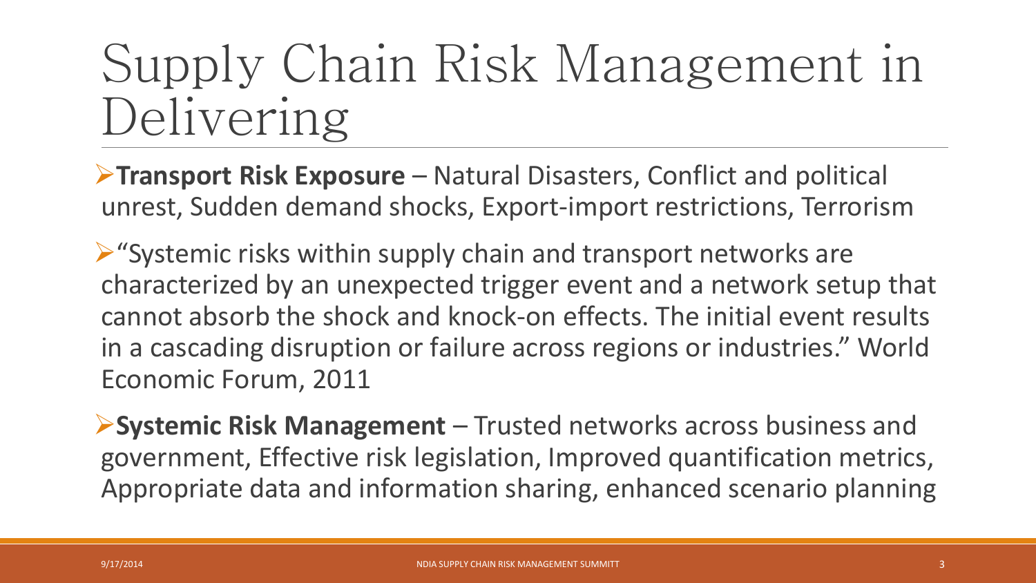# Supply Chain Risk Management in Delivering

- **Transport Risk Exposure** – Natural Disasters, Conflict and political unrest, Sudden demand shocks, Export-import restrictions, Terrorism
- "Systemic risks within supply chain and transport networks are characterized by an unexpected trigger event and a network setup that cannot absorb the shock and knock-on effects. The initial event results in a cascading disruption or failure across regions or industries." World Economic Forum, 2011
- **Systemic Risk Management** – Trusted networks across business and government, Effective risk legislation, Improved quantification metrics, Appropriate data and information sharing, enhanced scenario planning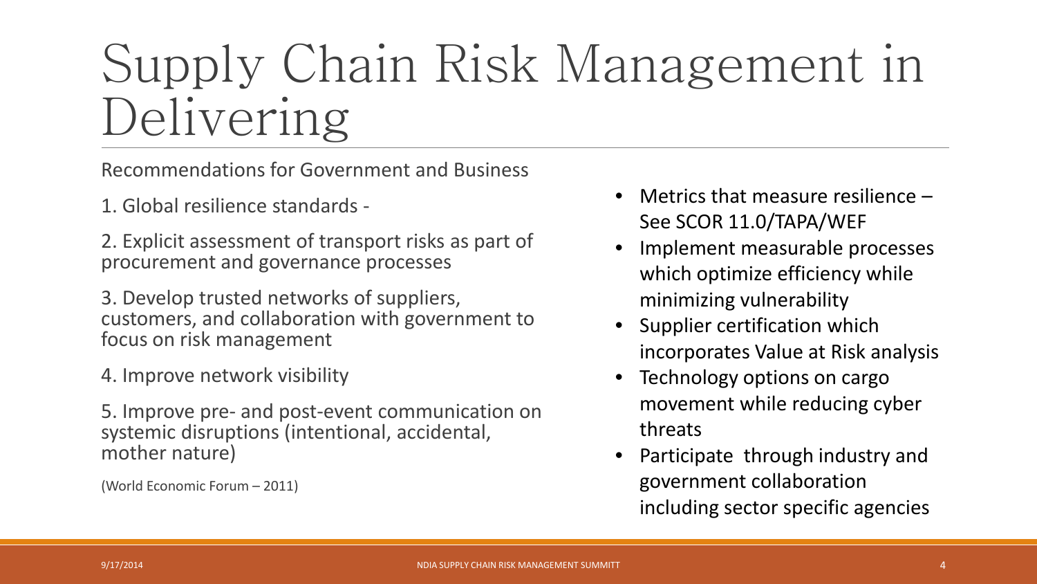# Supply Chain Risk Management in Delivering

Recommendations for Government and Business

1. Global resilience standards -
2. Explicit assessment of transport risks as part of procurement and governance processes
3. Develop trusted networks of suppliers, customers, and collaboration with government to focus on risk management
4. Improve network visibility
5. Improve pre- and post-event communication on systemic disruptions (intentional, accidental, mother nature)

(World Economic Forum – 2011)

- Metrics that measure resilience – See SCOR 11.0/TAPA/WEF
- Implement measurable processes which optimize efficiency while minimizing vulnerability
- Supplier certification which incorporates Value at Risk analysis
- Technology options on cargo movement while reducing cyber threats
- Participate through industry and government collaboration including sector specific agencies